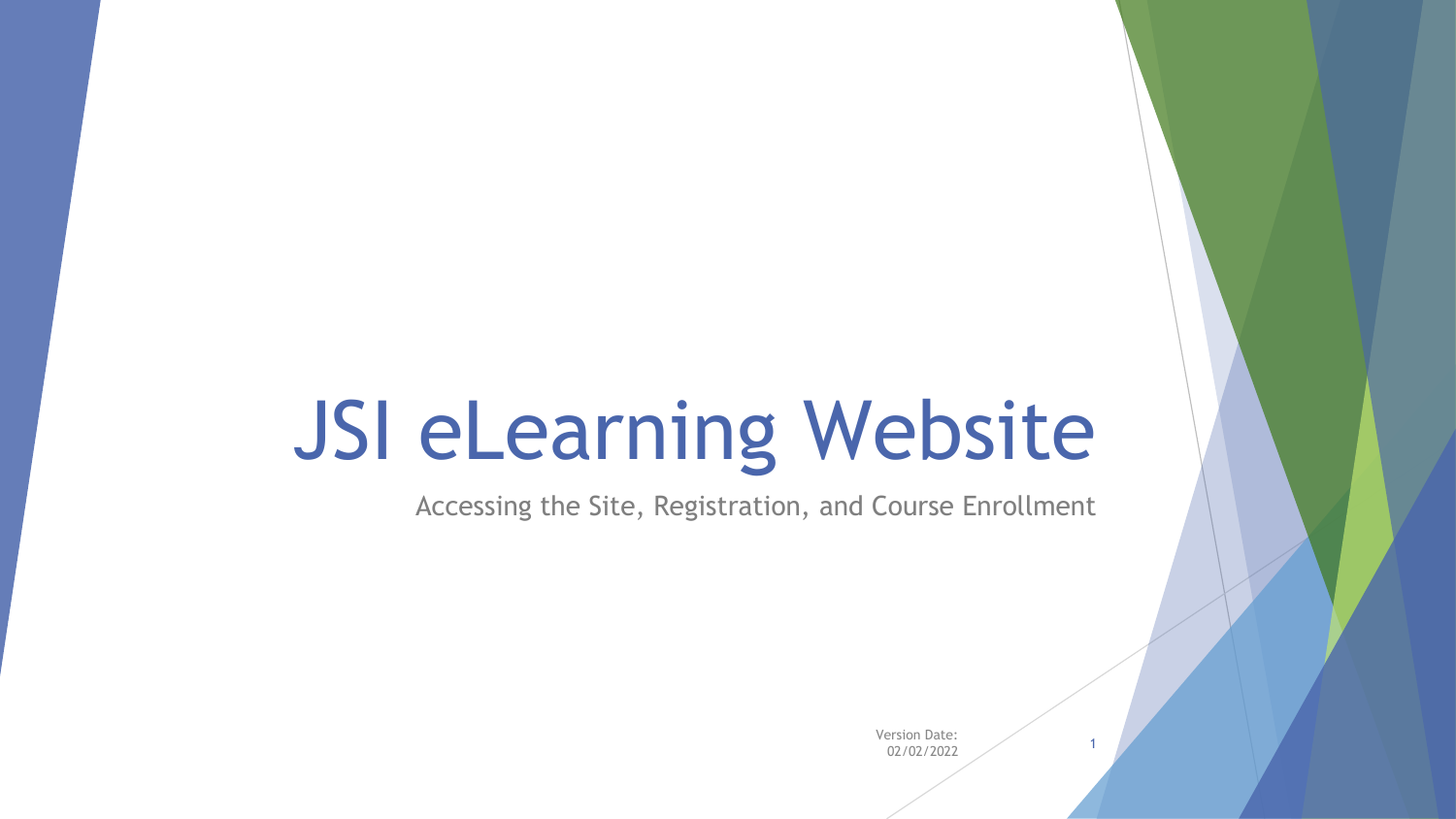# JSI eLearning Website

Accessing the Site, Registration, and Course Enrollment

Version Date: 02/02/2022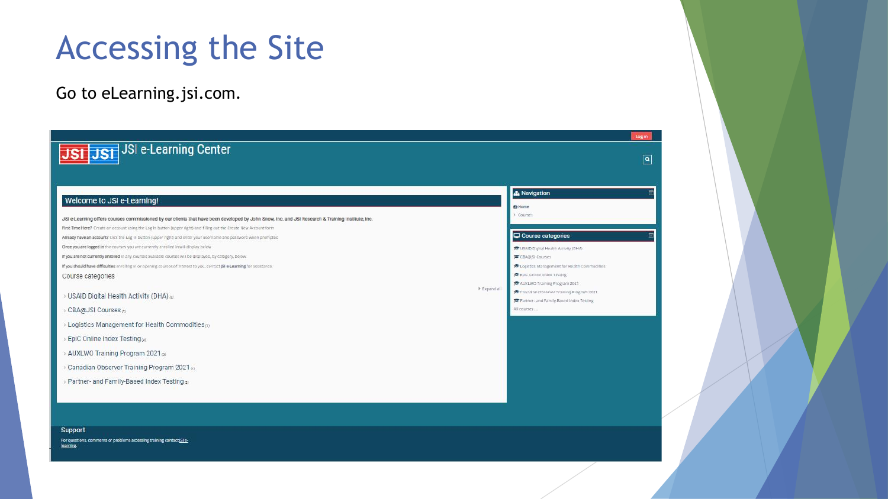# Accessing the Site

Go to eLearning.jsi.com.

Log in

JSI e-Learning Center

## Welcome to JSI e-Learning!

JSI e-Learning offers courses commissioned by our clients that have been developed by John Snow, Inc. and JSI Research & Training Institute, Inc.

**First Time Here?** Create an account using the Log in button (upper right) and filling out the Create New Account form

**Already have an account?** Click the Log in button (upper right) and enter your username and password when prompted

**Once you are logged in** the courses you are currently enrolled in will display below

**If you are not currently enrolled** in any courses available courses will be displayed, by category, below

**If you should have difficulties** enrolling in or opening courses of interest to you, contact JSI e-Learning for assistance

Course categories

Expand all

- USAID Digital Health Activity (DHA) (4)
- CBA@JSI Courses (7)
- Logistics Management for Health Commodities (1)
- EpiC Online Index Testing (2)
- AUXLWO Training Program 2021 (3)
- Canadian Observer Training Program 2021 (1)
- Partner- and Family-Based Index Testing (2)

**Navigation**

- Home
- Courses

**Course categories**

- USAID Digital Health Activity (DHA)
- CBA@JSI Courses
- Logistics Management for Health Commodities
- EpiC Online Index Testing
- AUXLWO Training Program 2021
- Canadian Observer Training Program 2021
- Partner- and Family-Based Index Testing

All courses ...

**Support**

For questions, comments or problems accessing training contact JSI e-learning.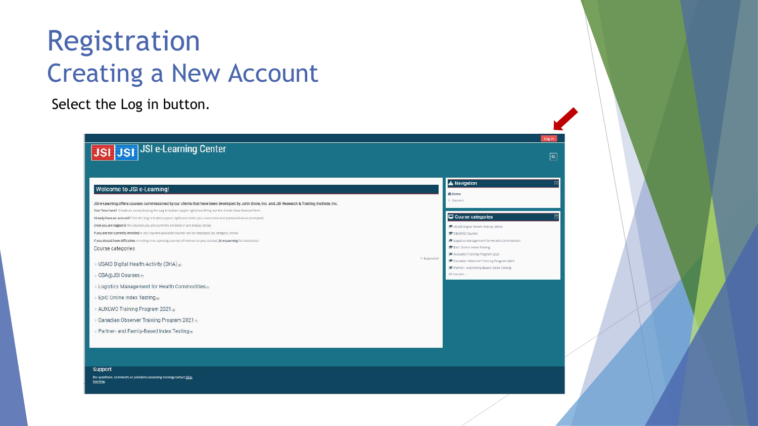# Registration
## Creating a New Account

Select the Log in button.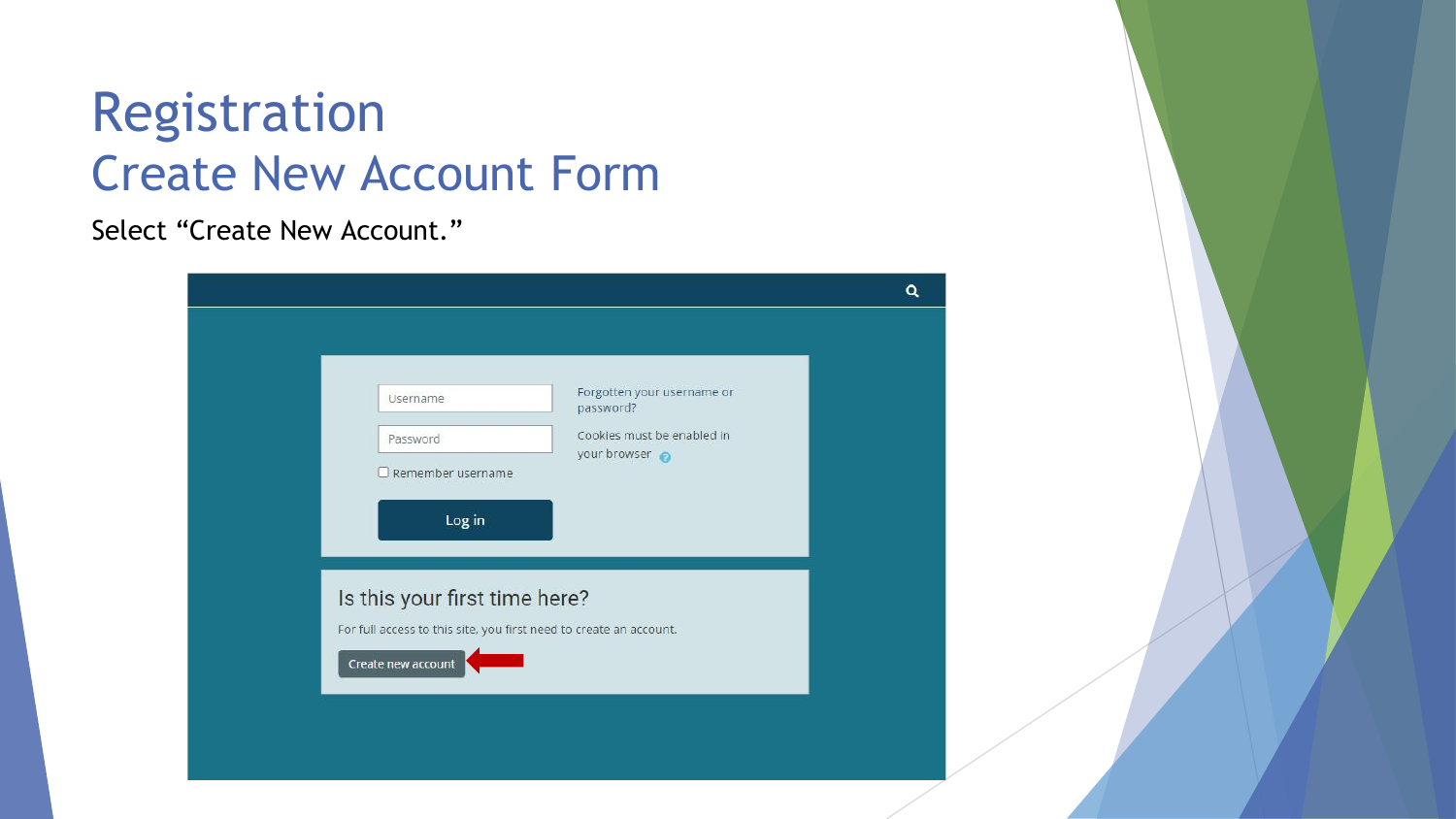# Registration

## Create New Account Form

Select "Create New Account."

Username

Password

Remember username

Log in

Forgotten your username or password?

Cookies must be enabled in your browser

Is this your first time here?

For full access to this site, you first need to create an account.

Create new account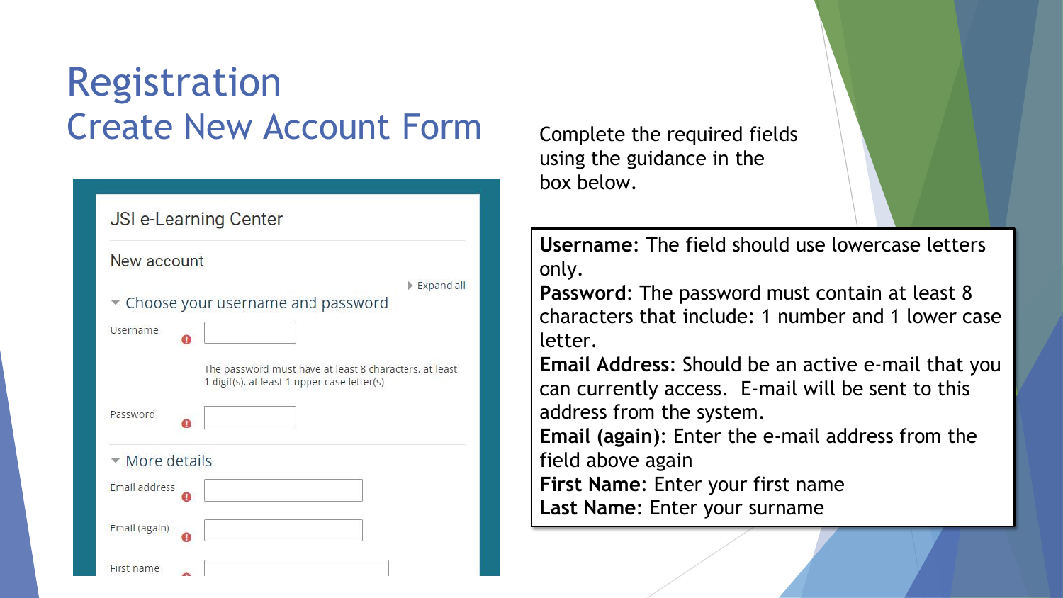# Registration

## Create New Account Form

JSI e-Learning Center

New account

Expand all

Choose your username and password

Username

The password must have at least 8 characters, at least 1 digit(s), at least 1 upper case letter(s)

Password

More details

Email address

Email (again)

First name

Complete the required fields using the guidance in the box below.

**Username**: The field should use lowercase letters only.
**Password**: The password must contain at least 8 characters that include: 1 number and 1 lower case letter.
**Email Address**: Should be an active e-mail that you can currently access. E-mail will be sent to this address from the system.
**Email (again)**: Enter the e-mail address from the field above again
**First Name**: Enter your first name
**Last Name**: Enter your surname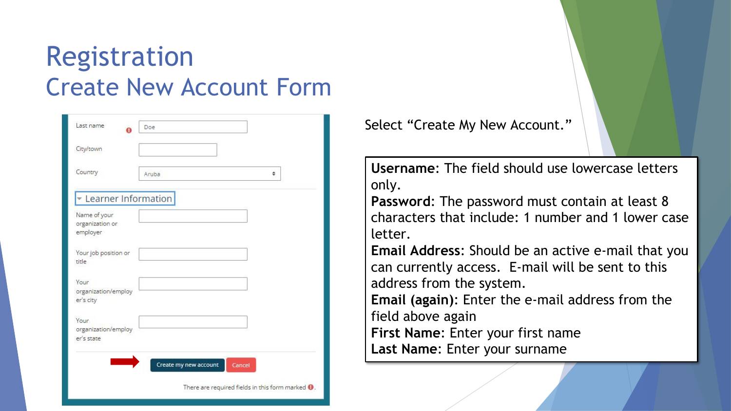# Registration

## Create New Account Form

Last name | Doe

City/town

Country | Aruba

Learner Information

Name of your organization or employer

Your job position or title

Your organization/employer's city

Your organization/employer's state

Create my new account | Cancel

There are required fields in this form marked.

Select "Create My New Account."

**Username**: The field should use lowercase letters only.
**Password**: The password must contain at least 8 characters that include: 1 number and 1 lower case letter.
**Email Address**: Should be an active e-mail that you can currently access. E-mail will be sent to this address from the system.
**Email (again)**: Enter the e-mail address from the field above again
**First Name**: Enter your first name
**Last Name**: Enter your surname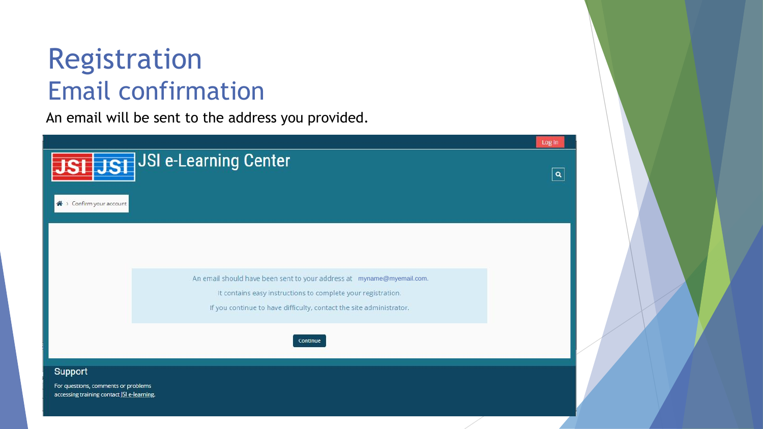# Registration

## Email confirmation

An email will be sent to the address you provided.

Log in

JSI e-Learning Center

Confirm your account

An email should have been sent to your address at myname@myemail.com.

It contains easy instructions to complete your registration.

If you continue to have difficulty, contact the site administrator.

Continue

### Support

For questions, comments or problems accessing training contact JSI e-learning.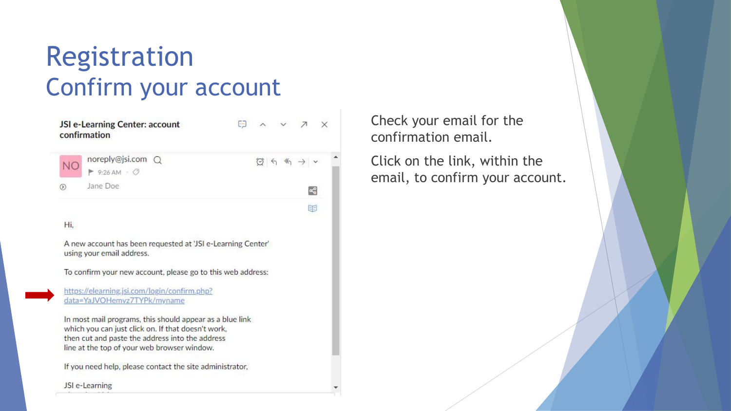# Registration
## Confirm your account

**JSI e-Learning Center: account confirmation**

noreply@jsi.com
9:26 AM
Jane Doe

Hi,

A new account has been requested at 'JSI e-Learning Center' using your email address.

To confirm your new account, please go to this web address:

https://elearning.jsi.com/login/confirm.php?data=YaJVOHemvz7TYPk/myname

In most mail programs, this should appear as a blue link which you can just click on. If that doesn't work, then cut and paste the address into the address line at the top of your web browser window.

If you need help, please contact the site administrator,

JSI e-Learning

Check your email for the confirmation email.

Click on the link, within the email, to confirm your account.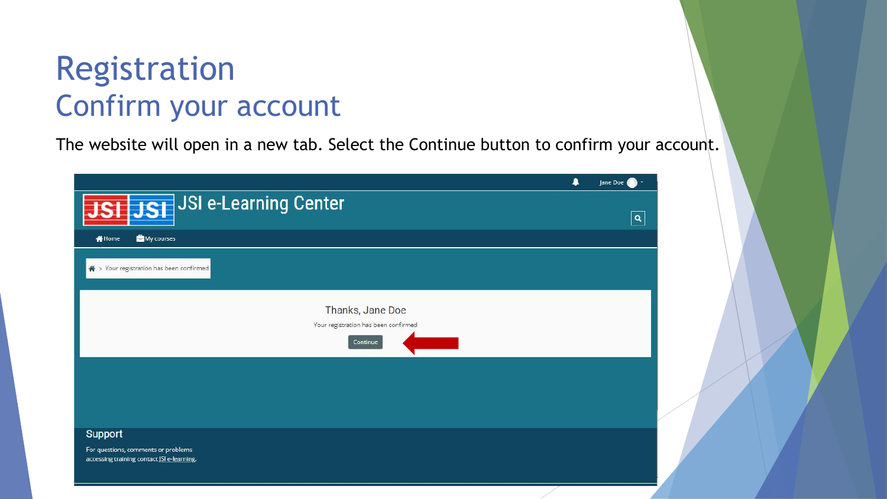# Registration

## Confirm your account

The website will open in a new tab. Select the Continue button to confirm your account.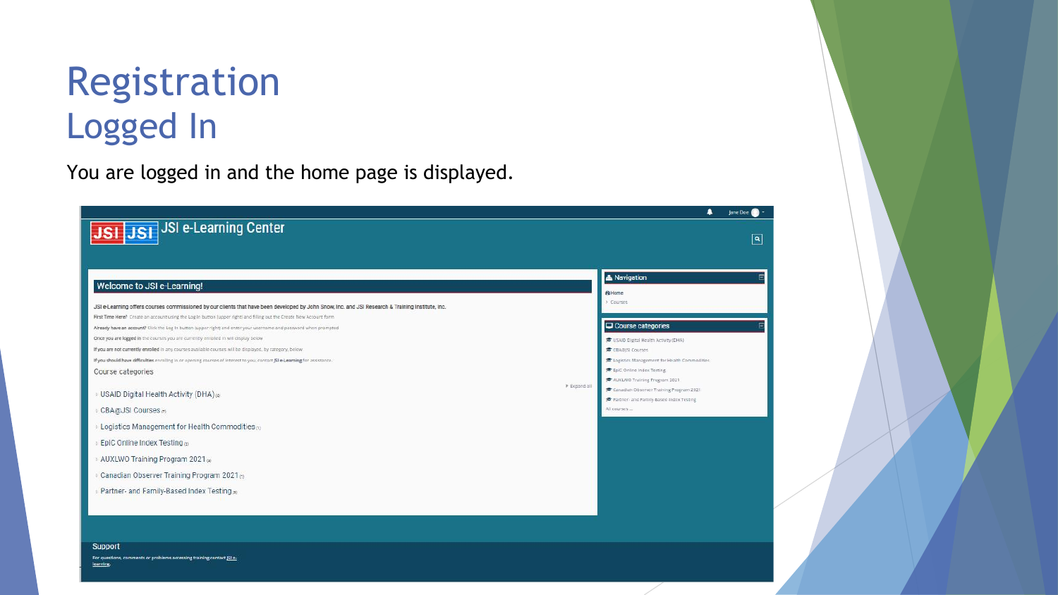# Registration
## Logged In

You are logged in and the home page is displayed.

Jane Doe

JSI JSI JSI e-Learning Center

**Welcome to JSI e-Learning!**

JSI e-Learning offers courses commissioned by our clients that have been developed by John Snow, Inc. and JSI Research & Training Institute, Inc.

**First Time Here?** Create an account using the Log In button (upper right) and filling out the Create New Account form

**Already have an account?** Click the Log In button (upper right) and enter your username and password when prompted

**Once you are logged in** the courses you are currently enrolled in will display below

**If you are not currently enrolled** in any courses available courses will be displayed, by category, below

**If you should have difficulties** enrolling in or opening courses of interest to you, contact JSI e-Learning for assistance.

Course categories

Expand all

- USAID Digital Health Activity (DHA)
- CBA@JSI Courses
- Logistics Management for Health Commodities
- EpiC Online Index Testing
- AUXLWO Training Program 2021
- Canadian Observer Training Program 2021
- Partner- and Family-Based Index Testing

**Navigation**

- Home
- Courses

**Course categories**

- USAID Digital Health Activity (DHA)
- CBA@JSI Courses
- Logistics Management for Health Commodities
- EpiC Online Index Testing
- AUXLWO Training Program 2021
- Canadian Observer Training Program 2021
- Partner- and Family-Based Index Testing
- All courses ...

**Support**

For questions, comments or problems accessing training contact JSI e-learning.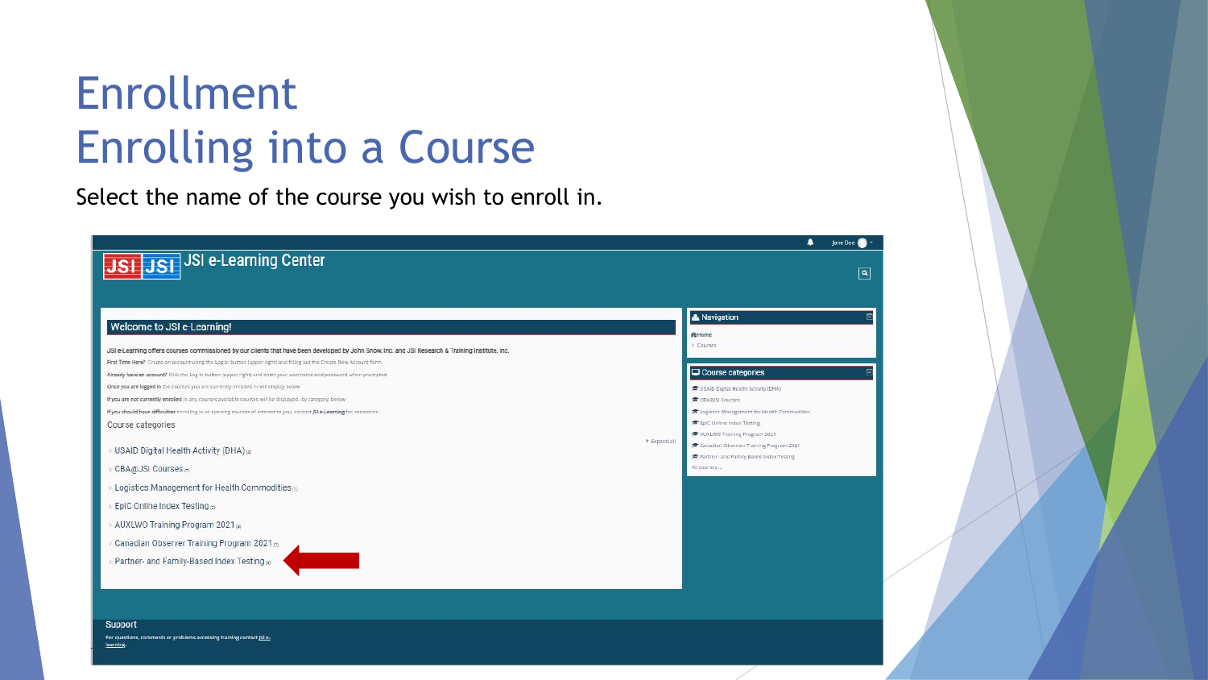# Enrollment
# Enrolling into a Course

Select the name of the course you wish to enroll in.

JSI e-Learning Center

Jane Doe

**Welcome to JSI e-Learning!**

JSI e-Learning offers courses commissioned by our clients that have been developed by John Snow, Inc. and JSI Research & Training Institute, Inc.

**First Time Here?** Create an account using the Log In button (upper right) and filling out the Create New Account form

**Already have an account?** Click the Log In button (upper right) and enter your username and password when prompted

**Once you are logged in** the courses you are currently enrolled in will display below

**If you are not currently enrolled** in any courses available courses will be displayed, by category, below

**If you should have difficulties** enrolling in or opening courses of interest to you, contact JSI e-Learning for assistance.

Course categories

Expand all

- USAID Digital Health Activity (DHA)
- CBA@JSI Courses
- Logistics Management for Health Commodities
- EpiC Online Index Testing
- AUXLWO Training Program 2021
- Canadian Observer Training Program 2021
- Partner- and Family-Based Index Testing

**Navigation**

- Home
- Courses

**Course categories**

- USAID Digital Health Activity (DHA)
- CBA@JSI Courses
- Logistics Management for Health Commodities
- EpiC Online Index Testing
- AUXLWO Training Program 2021
- Canadian Observer Training Program 2021
- Partner- and Family-Based Index Testing

All courses ...

**Support**

For questions, comments or problems accessing training contact JSI e-learning.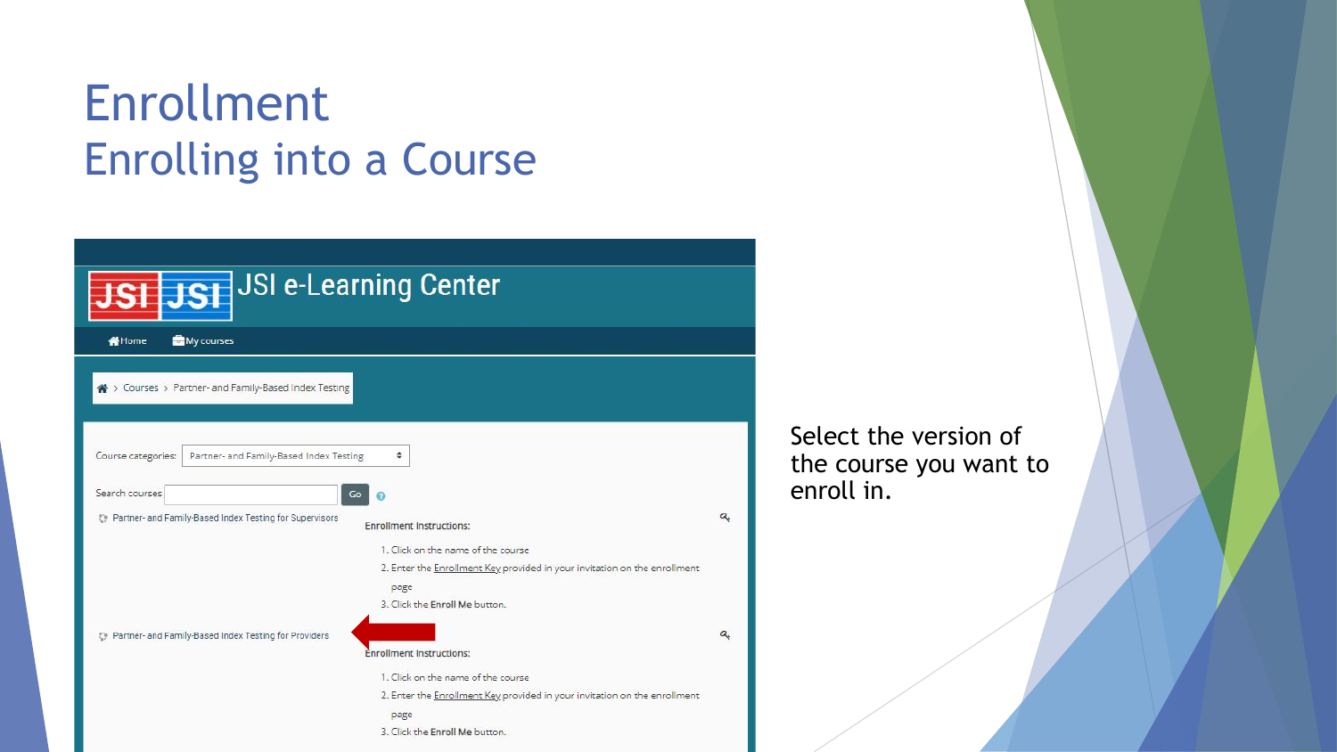# Enrollment

## Enrolling into a Course

JSI e-Learning Center

Home | My courses

Courses > Partner- and Family-Based Index Testing

Course categories: Partner- and Family-Based Index Testing

Search courses: Go

Partner- and Family-Based Index Testing for Supervisors

**Enrollment Instructions:**

1. Click on the name of the course
2. Enter the Enrollment Key provided in your invitation on the enrollment page
3. Click the **Enroll Me** button.

Partner- and Family-Based Index Testing for Providers

**Enrollment Instructions:**

1. Click on the name of the course
2. Enter the Enrollment Key provided in your invitation on the enrollment page
3. Click the **Enroll Me** button.

Select the version of the course you want to enroll in.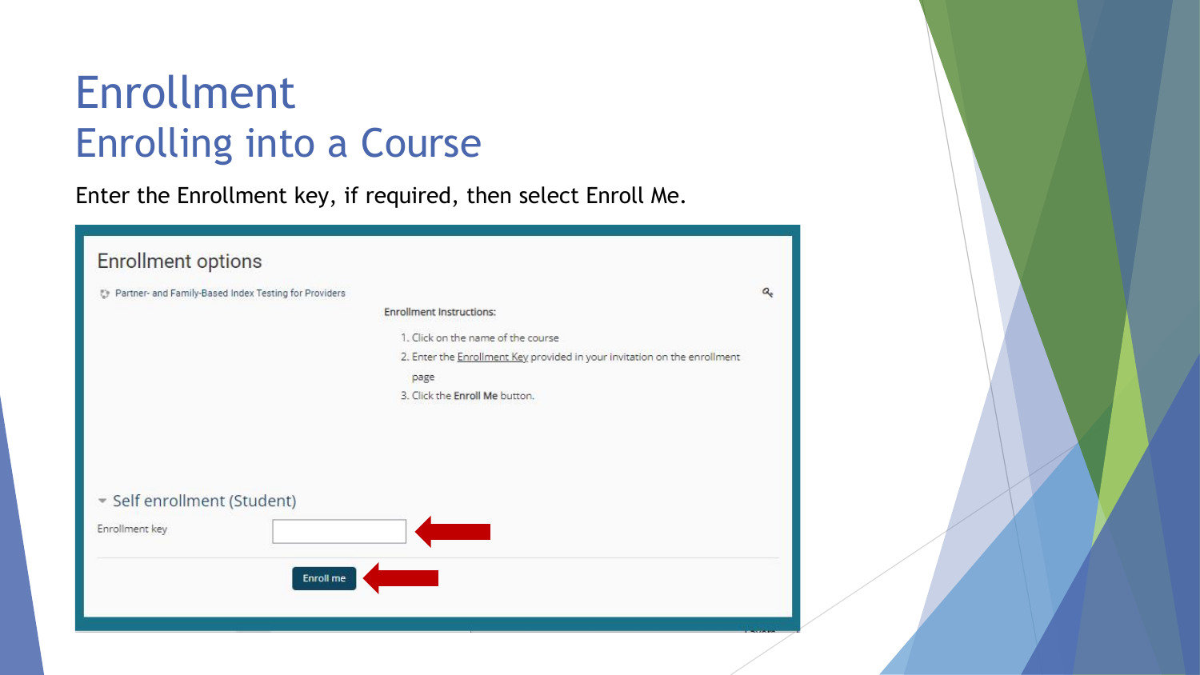# Enrollment
## Enrolling into a Course

Enter the Enrollment key, if required, then select Enroll Me.

Enrollment options

Partner- and Family-Based Index Testing for Providers

**Enrollment Instructions:**

1. Click on the name of the course
2. Enter the Enrollment Key provided in your invitation on the enrollment page
3. Click the **Enroll Me** button.

Self enrollment (Student)

Enrollment key

Enroll me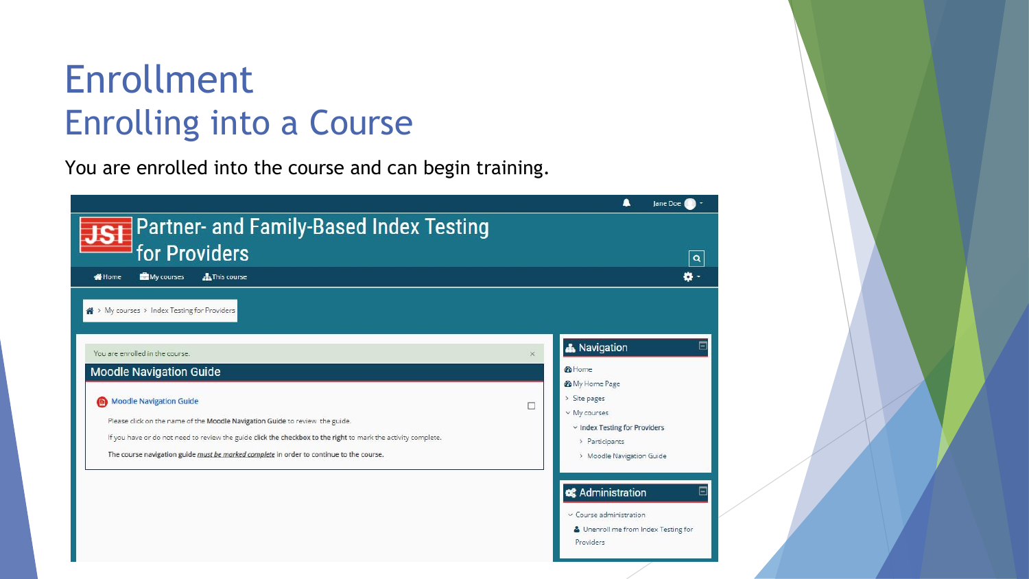# Enrollment
## Enrolling into a Course

You are enrolled into the course and can begin training.

Jane Doe

Partner- and Family-Based Index Testing for Providers

Home My courses This course

My courses > Index Testing for Providers

You are enrolled in the course.

**Moodle Navigation Guide**

Moodle Navigation Guide

Please click on the name of the **Moodle Navigation Guide** to review the guide.

If you have or do not need to review the guide **click the checkbox to the right** to mark the activity complete.

The course navigation guide *must be marked complete* in order to continue to the course.

**Navigation**

- Home
- My Home Page
- Site pages
- My courses
  - Index Testing for Providers
    - Participants
    - Moodle Navigation Guide

**Administration**

- Course administration
  - Unenroll me from Index Testing for Providers